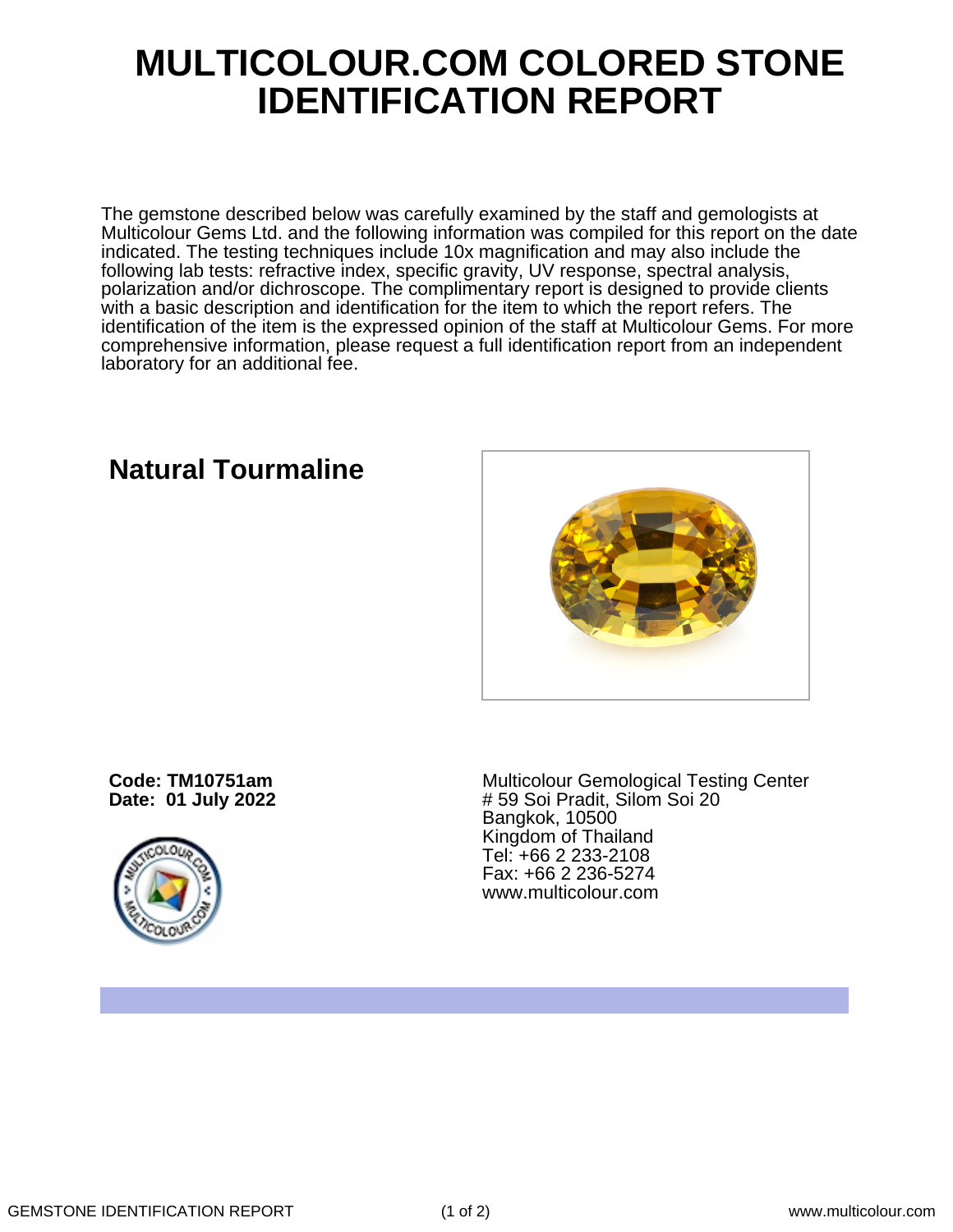# MULTICOLOUR.COM COLORED STONE IDENTIFICATION REPORT

The gemstone described below was carefully examined by the staff and gemologists at Multicolour Gems Ltd. and the following information was compiled for this report on the date indicated. The testing techniques include 10x magnification and may also include the following lab tests: refractive index, specific gravity, UV response, spectral analysis, polarization and/or dichroscope. The complimentary report is designed to provide clients with a basic description and identification for the item to which the report refers. The identification of the item is the expressed opinion of the staff at Multicolour Gems. For more comprehensive information, please request a full identification report from an independent laboratory for an additional fee.

## Natural Tourmaline

**Code: TM10751am**
**Date: 01 July 2022**

Multicolour Gemological Testing Center
# 59 Soi Pradit, Silom Soi 20
Bangkok, 10500
Kingdom of Thailand
Tel: +66 2 233-2108
Fax: +66 2 236-5274
www.multicolour.com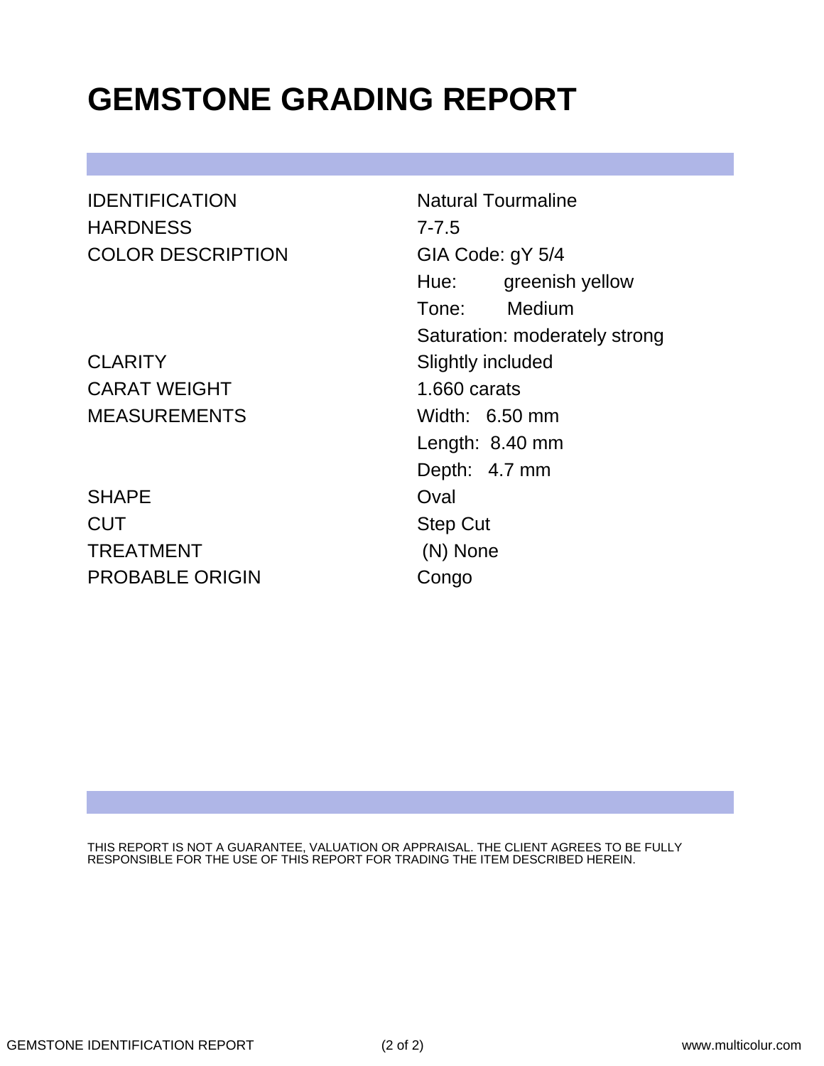# GEMSTONE GRADING REPORT

| | |
|---|---|
| IDENTIFICATION | Natural Tourmaline |
| HARDNESS | 7-7.5 |
| COLOR DESCRIPTION | GIA Code: gY 5/4 |
| | Hue: greenish yellow |
| | Tone: Medium |
| | Saturation: moderately strong |
| CLARITY | Slightly included |
| CARAT WEIGHT | 1.660 carats |
| MEASUREMENTS | Width: 6.50 mm |
| | Length: 8.40 mm |
| | Depth: 4.7 mm |
| SHAPE | Oval |
| CUT | Step Cut |
| TREATMENT | (N) None |
| PROBABLE ORIGIN | Congo |

THIS REPORT IS NOT A GUARANTEE, VALUATION OR APPRAISAL. THE CLIENT AGREES TO BE FULLY RESPONSIBLE FOR THE USE OF THIS REPORT FOR TRADING THE ITEM DESCRIBED HEREIN.